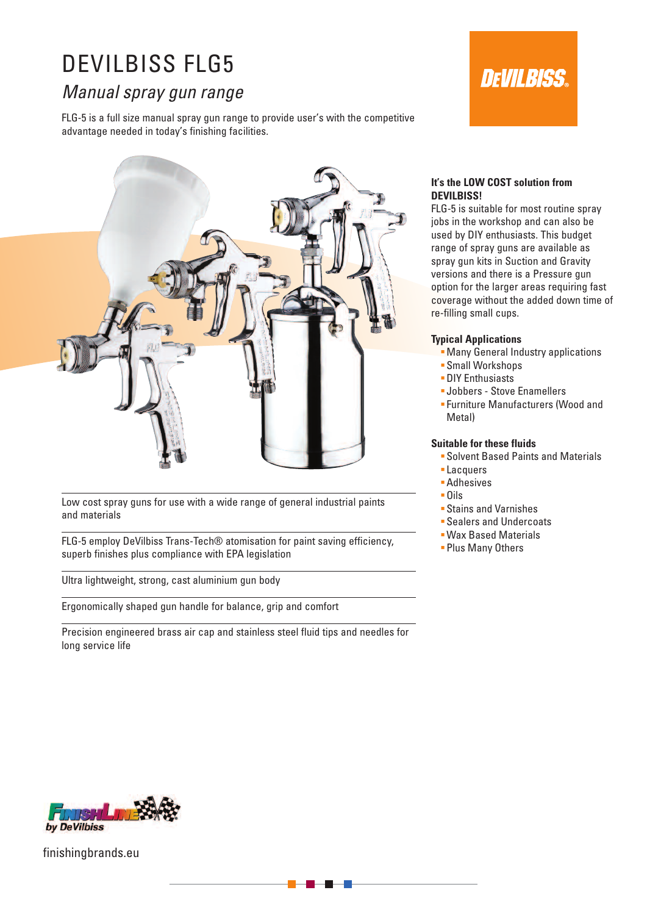# DEVILBISS FLG5

## *Manual spray gun range*

FLG-5 is a full size manual spray gun range to provide user's with the competitive advantage needed in today's finishing facilities.

Low cost spray guns for use with a wide range of general industrial paints and materials

FLG-5 employ DeVilbiss Trans-Tech® atomisation for paint saving efficiency, superb finishes plus compliance with EPA legislation

Ultra lightweight, strong, cast aluminium gun body

Ergonomically shaped gun handle for balance, grip and comfort

Precision engineered brass air cap and stainless steel fluid tips and needles for long service life

**It's the LOW COST solution from DEVILBISS!**

FLG-5 is suitable for most routine spray jobs in the workshop and can also be used by DIY enthusiasts. This budget range of spray guns are available as spray gun kits in Suction and Gravity versions and there is a Pressure gun option for the larger areas requiring fast coverage without the added down time of re-filling small cups.

### Typical Applications

- Many General Industry applications
- Small Workshops
- DIY Enthusiasts
- Jobbers - Stove Enamellers
- Furniture Manufacturers (Wood and Metal)

### Suitable for these fluids

- Solvent Based Paints and Materials
- Lacquers
- Adhesives
- Oils
- Stains and Varnishes
- Sealers and Undercoats
- Wax Based Materials
- Plus Many Others

FinishLine by DeVilbiss

finishingbrands.eu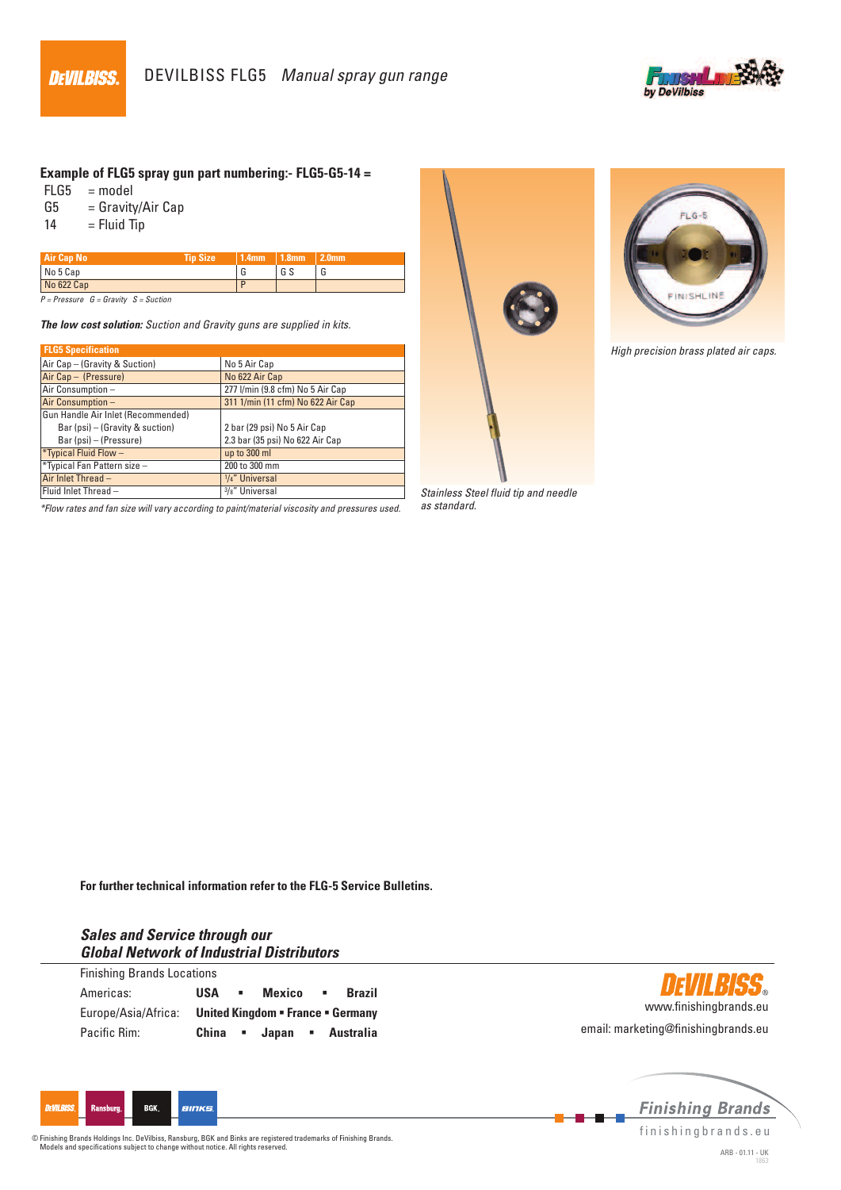# DEVILBISS FLG5 *Manual spray gun range*

**Example of FLG5 spray gun part numbering:- FLG5-G5-14 =**

FLG5 = model
G5 = Gravity/Air Cap
14 = Fluid Tip

| Air Cap No | Tip Size 1.4mm | 1.8mm | 2.0mm |
|---|---|---|---|
| No 5 Cap | G | G S | G |
| No 622 Cap | P | | |

*P = Pressure G = Gravity S = Suction*

***The low cost solution:*** *Suction and Gravity guns are supplied in kits.*

| FLG5 Specification | |
|---|---|
| Air Cap – (Gravity & Suction) | No 5 Air Cap |
| Air Cap – (Pressure) | No 622 Air Cap |
| Air Consumption – | 277 l/min (9.8 cfm) No 5 Air Cap |
| Air Consumption – | 311 1/min (11 cfm) No 622 Air Cap |
| Gun Handle Air Inlet (Recommended) | |
| Bar (psi) – (Gravity & suction) | 2 bar (29 psi) No 5 Air Cap |
| Bar (psi) – (Pressure) | 2.3 bar (35 psi) No 622 Air Cap |
| *Typical Fluid Flow – | up to 300 ml |
| *Typical Fan Pattern size – | 200 to 300 mm |
| Air Inlet Thread – | 1/4" Universal |
| Fluid Inlet Thread – | 3/8" Universal |

*\*Flow rates and fan size will vary according to paint/material viscosity and pressures used.*

*Stainless Steel fluid tip and needle as standard.*

*High precision brass plated air caps.*

**For further technical information refer to the FLG-5 Service Bulletins.**

***Sales and Service through our Global Network of Industrial Distributors***

Finishing Brands Locations

| | |
|---|---|
| Americas: | **USA ▪ Mexico ▪ Brazil** |
| Europe/Asia/Africa: | **United Kingdom ▪ France ▪ Germany** |
| Pacific Rim: | **China ▪ Japan ▪ Australia** |

www.finishingbrands.eu
email: marketing@finishingbrands.eu

Finishing Brands
finishingbrands.eu

© Finishing Brands Holdings Inc. DeVilbiss, Ransburg, BGK and Binks are registered trademarks of Finishing Brands. Models and specifications subject to change without notice. All rights reserved.

ARB - 01.11 - UK
1863